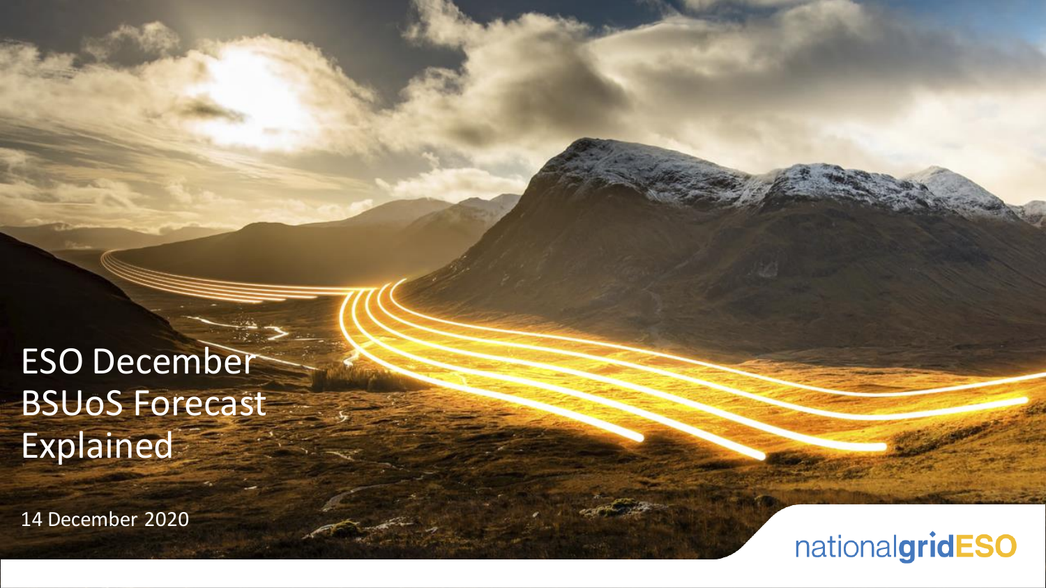# ESO December BSUoS Forecast Explained

14 December 2020

nationalgridESO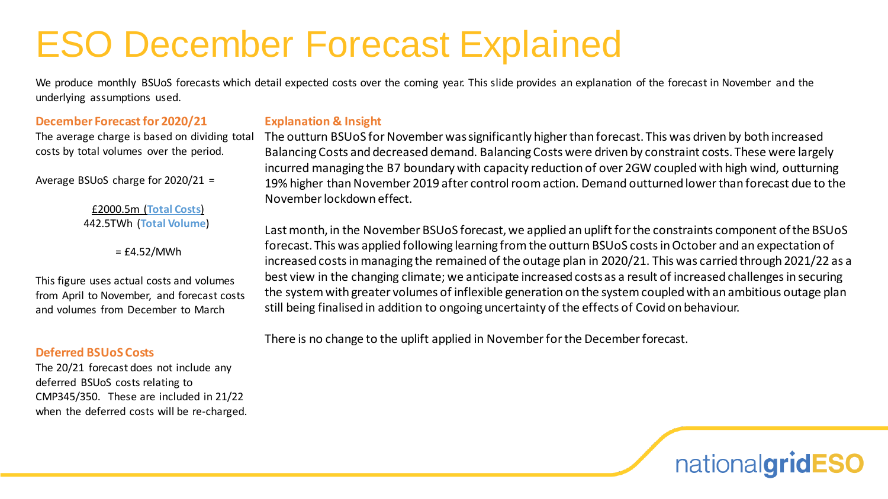# ESO December Forecast Explained

We produce monthly BSUoS forecasts which detail expected costs over the coming year. This slide provides an explanation of the forecast in November and the underlying assumptions used.

### December Forecast for 2020/21

The average charge is based on dividing total costs by total volumes over the period.

Average BSUoS charge for 2020/21 =

$$\frac{\text{£2000.5m (Total Costs)}}{\text{442.5TWh (Total Volume)}} = \text{£4.52/MWh}$$

This figure uses actual costs and volumes from April to November, and forecast costs and volumes from December to March

### Deferred BSUoS Costs

The 20/21 forecast does not include any deferred BSUoS costs relating to CMP345/350. These are included in 21/22 when the deferred costs will be re-charged.

### Explanation & Insight

The outturn BSUoS for November was significantly higher than forecast. This was driven by both increased Balancing Costs and decreased demand. Balancing Costs were driven by constraint costs. These were largely incurred managing the B7 boundary with capacity reduction of over 2GW coupled with high wind, outturning 19% higher than November 2019 after control room action. Demand outturned lower than forecast due to the November lockdown effect.

Last month, in the November BSUoS forecast, we applied an uplift for the constraints component of the BSUoS forecast. This was applied following learning from the outturn BSUoS costs in October and an expectation of increased costs in managing the remained of the outage plan in 2020/21. This was carried through 2021/22 as a best view in the changing climate; we anticipate increased costs as a result of increased challenges in securing the system with greater volumes of inflexible generation on the system coupled with an ambitious outage plan still being finalised in addition to ongoing uncertainty of the effects of Covid on behaviour.

There is no change to the uplift applied in November for the December forecast.